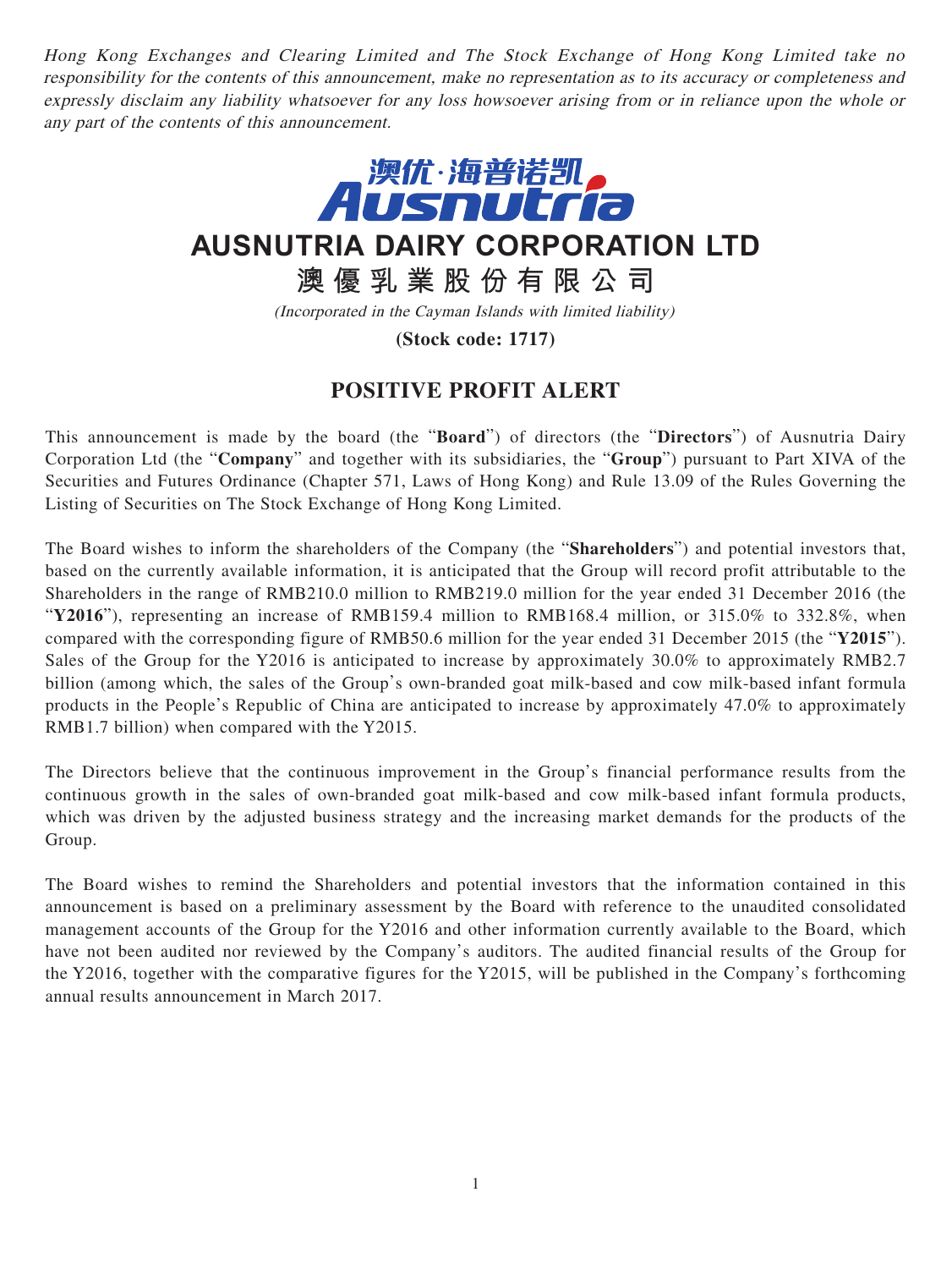*Hong Kong Exchanges and Clearing Limited and The Stock Exchange of Hong Kong Limited take no responsibility for the contents of this announcement, make no representation as to its accuracy or completeness and expressly disclaim any liability whatsoever for any loss howsoever arising from or in reliance upon the whole or any part of the contents of this announcement.*

澳优·海普诺凯
Ausnutria

# AUSNUTRIA DAIRY CORPORATION LTD

# 澳優乳業股份有限公司

*(Incorporated in the Cayman Islands with limited liability)*

**(Stock code: 1717)**

## POSITIVE PROFIT ALERT

This announcement is made by the board (the "**Board**") of directors (the "**Directors**") of Ausnutria Dairy Corporation Ltd (the "**Company**" and together with its subsidiaries, the "**Group**") pursuant to Part XIVA of the Securities and Futures Ordinance (Chapter 571, Laws of Hong Kong) and Rule 13.09 of the Rules Governing the Listing of Securities on The Stock Exchange of Hong Kong Limited.

The Board wishes to inform the shareholders of the Company (the "**Shareholders**") and potential investors that, based on the currently available information, it is anticipated that the Group will record profit attributable to the Shareholders in the range of RMB210.0 million to RMB219.0 million for the year ended 31 December 2016 (the "**Y2016**"), representing an increase of RMB159.4 million to RMB168.4 million, or 315.0% to 332.8%, when compared with the corresponding figure of RMB50.6 million for the year ended 31 December 2015 (the "**Y2015**"). Sales of the Group for the Y2016 is anticipated to increase by approximately 30.0% to approximately RMB2.7 billion (among which, the sales of the Group's own-branded goat milk-based and cow milk-based infant formula products in the People's Republic of China are anticipated to increase by approximately 47.0% to approximately RMB1.7 billion) when compared with the Y2015.

The Directors believe that the continuous improvement in the Group's financial performance results from the continuous growth in the sales of own-branded goat milk-based and cow milk-based infant formula products, which was driven by the adjusted business strategy and the increasing market demands for the products of the Group.

The Board wishes to remind the Shareholders and potential investors that the information contained in this announcement is based on a preliminary assessment by the Board with reference to the unaudited consolidated management accounts of the Group for the Y2016 and other information currently available to the Board, which have not been audited nor reviewed by the Company's auditors. The audited financial results of the Group for the Y2016, together with the comparative figures for the Y2015, will be published in the Company's forthcoming annual results announcement in March 2017.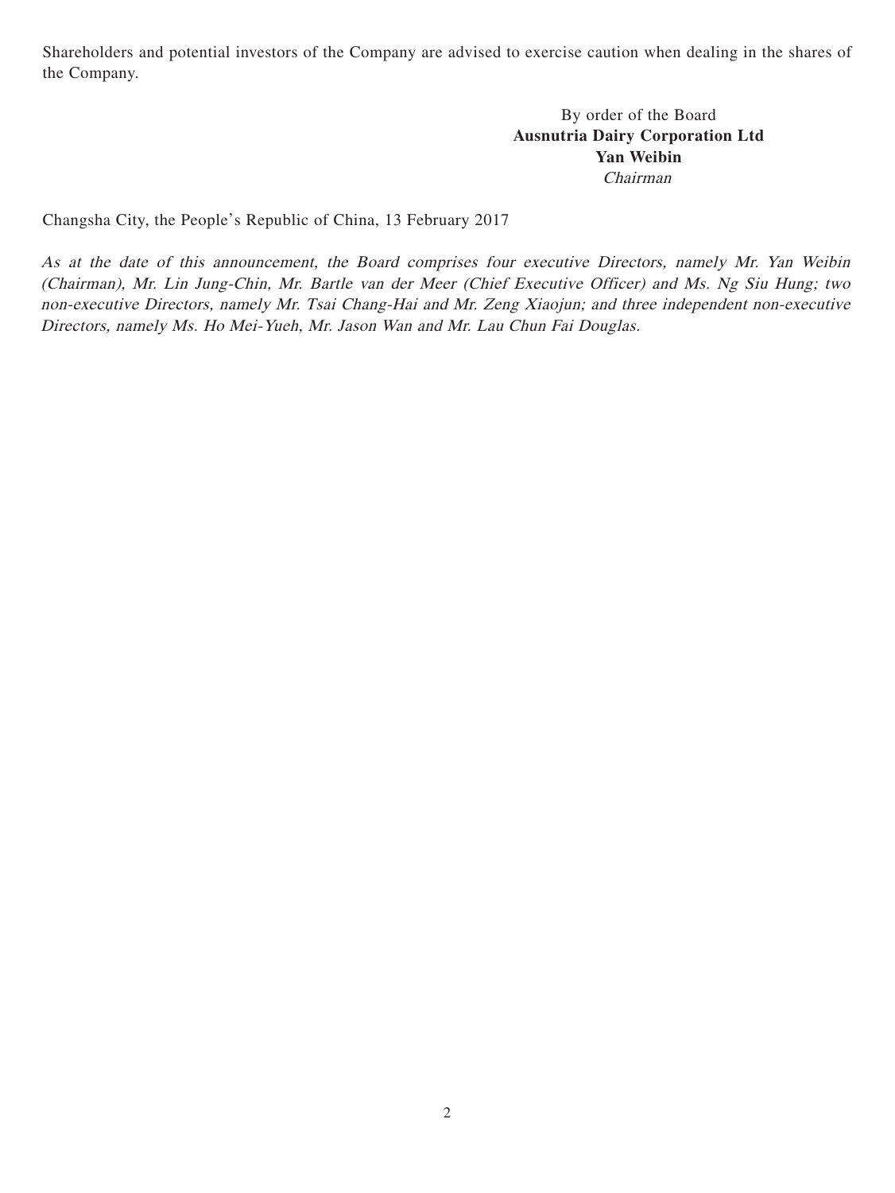Shareholders and potential investors of the Company are advised to exercise caution when dealing in the shares of the Company.

By order of the Board
**Ausnutria Dairy Corporation Ltd**
**Yan Weibin**
*Chairman*

Changsha City, the People's Republic of China, 13 February 2017

*As at the date of this announcement, the Board comprises four executive Directors, namely Mr. Yan Weibin (Chairman), Mr. Lin Jung-Chin, Mr. Bartle van der Meer (Chief Executive Officer) and Ms. Ng Siu Hung; two non-executive Directors, namely Mr. Tsai Chang-Hai and Mr. Zeng Xiaojun; and three independent non-executive Directors, namely Ms. Ho Mei-Yueh, Mr. Jason Wan and Mr. Lau Chun Fai Douglas.*